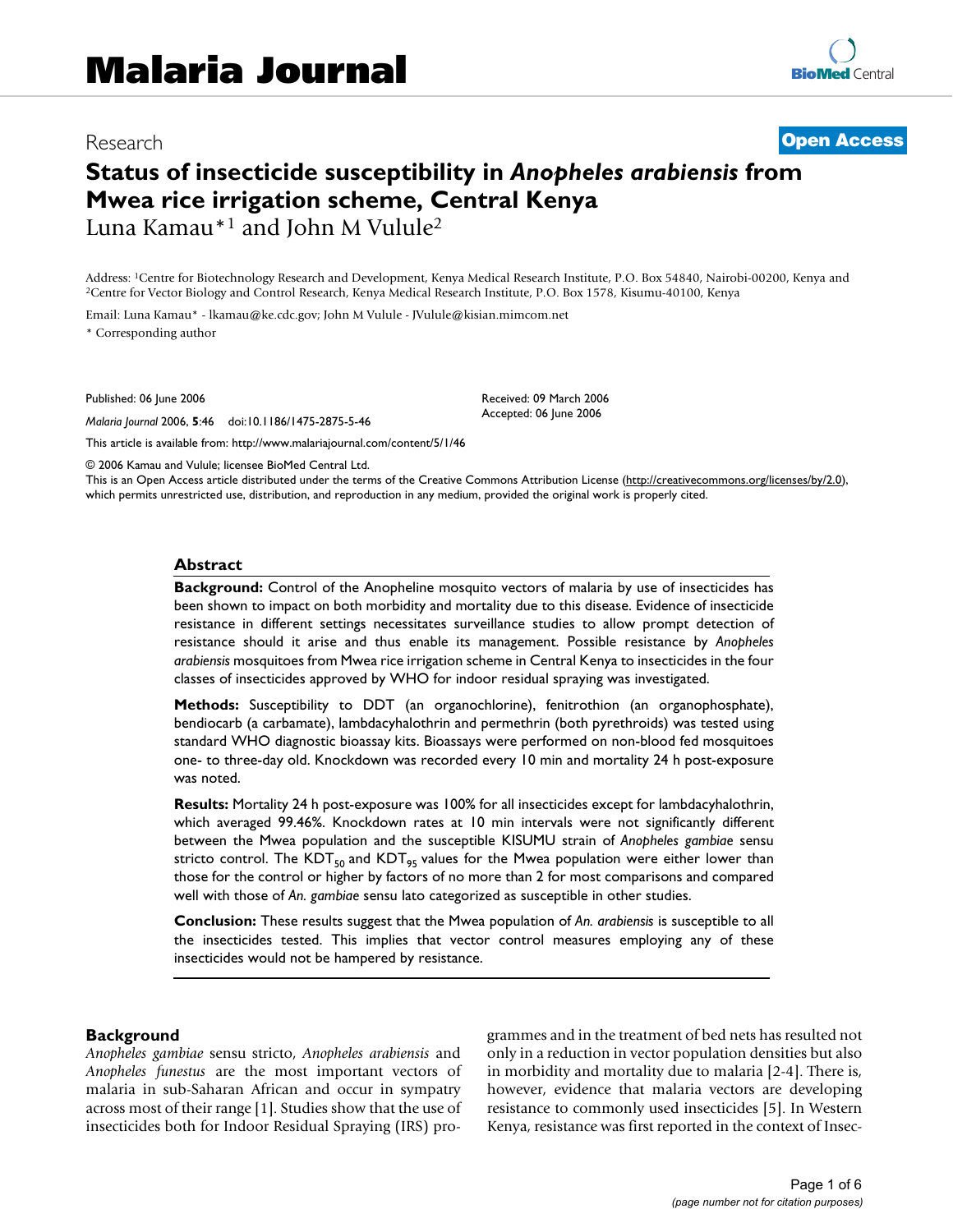# Malaria Journal

Research **Open Access**

# Status of insecticide susceptibility in *Anopheles arabiensis* from Mwea rice irrigation scheme, Central Kenya

Luna Kamau*[1] and John M Vulule[2]

Address: [1]Centre for Biotechnology Research and Development, Kenya Medical Research Institute, P.O. Box 54840, Nairobi-00200, Kenya and [2]Centre for Vector Biology and Control Research, Kenya Medical Research Institute, P.O. Box 1578, Kisumu-40100, Kenya

Email: Luna Kamau* - lkamau@ke.cdc.gov; John M Vulule - JVulule@kisian.mimcom.net

* Corresponding author

Published: 06 June 2006

*Malaria Journal* 2006, **5**:46 doi:10.1186/1475-2875-5-46

Received: 09 March 2006
Accepted: 06 June 2006

This article is available from: http://www.malariajournal.com/content/5/1/46

© 2006 Kamau and Vulule; licensee BioMed Central Ltd.
This is an Open Access article distributed under the terms of the Creative Commons Attribution License (http://creativecommons.org/licenses/by/2.0), which permits unrestricted use, distribution, and reproduction in any medium, provided the original work is properly cited.

## Abstract

**Background:** Control of the Anopheline mosquito vectors of malaria by use of insecticides has been shown to impact on both morbidity and mortality due to this disease. Evidence of insecticide resistance in different settings necessitates surveillance studies to allow prompt detection of resistance should it arise and thus enable its management. Possible resistance by *Anopheles arabiensis* mosquitoes from Mwea rice irrigation scheme in Central Kenya to insecticides in the four classes of insecticides approved by WHO for indoor residual spraying was investigated.

**Methods:** Susceptibility to DDT (an organochlorine), fenitrothion (an organophosphate), bendiocarb (a carbamate), lambdacyhalothrin and permethrin (both pyrethroids) was tested using standard WHO diagnostic bioassay kits. Bioassays were performed on non-blood fed mosquitoes one- to three-day old. Knockdown was recorded every 10 min and mortality 24 h post-exposure was noted.

**Results:** Mortality 24 h post-exposure was 100% for all insecticides except for lambdacyhalothrin, which averaged 99.46%. Knockdown rates at 10 min intervals were not significantly different between the Mwea population and the susceptible KISUMU strain of *Anopheles gambiae* sensu stricto control. The $KDT_{50}$ and $KDT_{95}$ values for the Mwea population were either lower than those for the control or higher by factors of no more than 2 for most comparisons and compared well with those of *An. gambiae* sensu lato categorized as susceptible in other studies.

**Conclusion:** These results suggest that the Mwea population of *An. arabiensis* is susceptible to all the insecticides tested. This implies that vector control measures employing any of these insecticides would not be hampered by resistance.

## Background

*Anopheles gambiae* sensu stricto, *Anopheles arabiensis* and *Anopheles funestus* are the most important vectors of malaria in sub-Saharan African and occur in sympatry across most of their range [1]. Studies show that the use of insecticides both for Indoor Residual Spraying (IRS) programmes and in the treatment of bed nets has resulted not only in a reduction in vector population densities but also in morbidity and mortality due to malaria [2-4]. There is, however, evidence that malaria vectors are developing resistance to commonly used insecticides [5]. In Western Kenya, resistance was first reported in the context of Insec-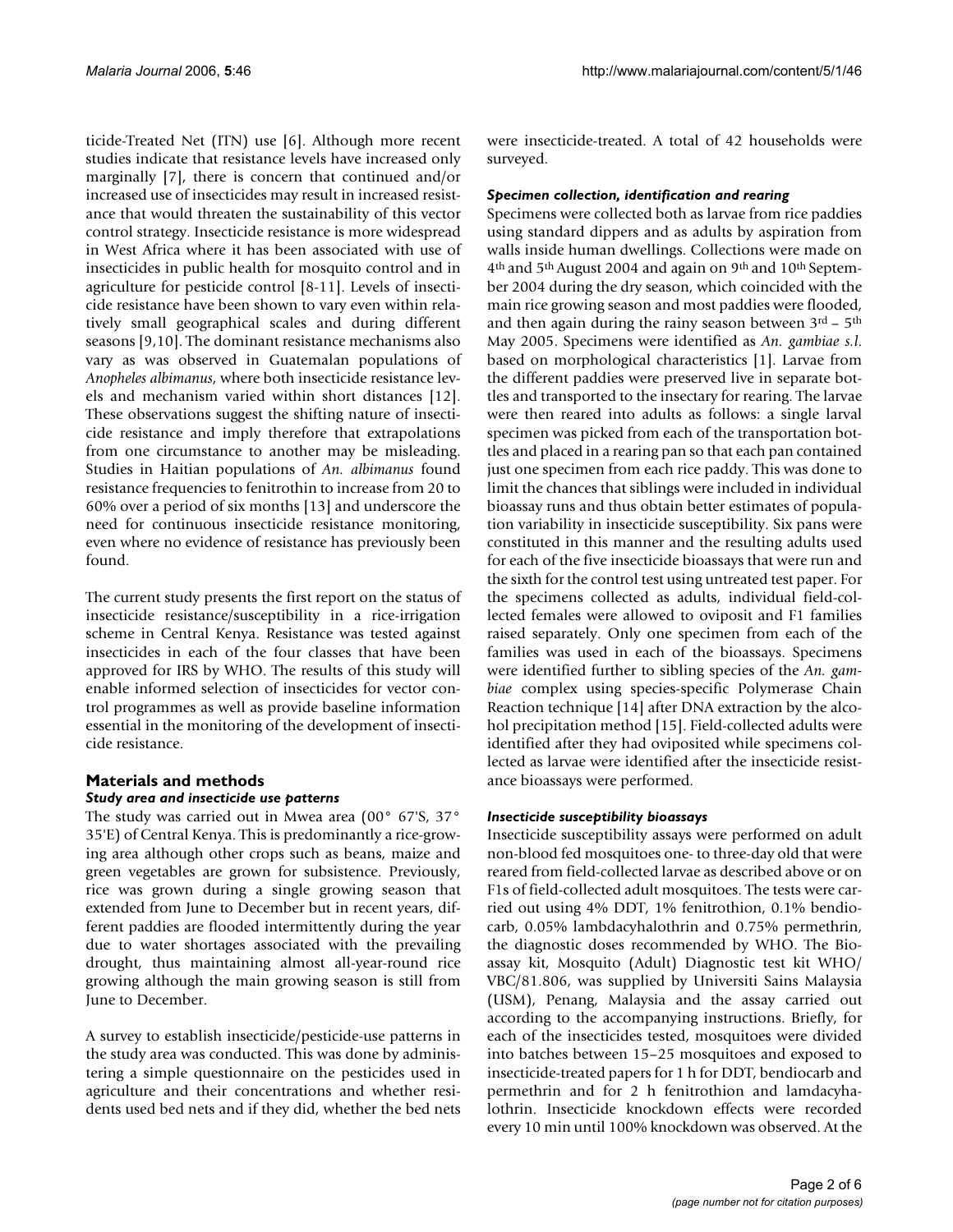ticide-Treated Net (ITN) use [6]. Although more recent studies indicate that resistance levels have increased only marginally [7], there is concern that continued and/or increased use of insecticides may result in increased resistance that would threaten the sustainability of this vector control strategy. Insecticide resistance is more widespread in West Africa where it has been associated with use of insecticides in public health for mosquito control and in agriculture for pesticide control [8-11]. Levels of insecticide resistance have been shown to vary even within relatively small geographical scales and during different seasons [9,10]. The dominant resistance mechanisms also vary as was observed in Guatemalan populations of *Anopheles albimanus*, where both insecticide resistance levels and mechanism varied within short distances [12]. These observations suggest the shifting nature of insecticide resistance and imply therefore that extrapolations from one circumstance to another may be misleading. Studies in Haitian populations of *An. albimanus* found resistance frequencies to fenitrothin to increase from 20 to 60% over a period of six months [13] and underscore the need for continuous insecticide resistance monitoring, even where no evidence of resistance has previously been found.

The current study presents the first report on the status of insecticide resistance/susceptibility in a rice-irrigation scheme in Central Kenya. Resistance was tested against insecticides in each of the four classes that have been approved for IRS by WHO. The results of this study will enable informed selection of insecticides for vector control programmes as well as provide baseline information essential in the monitoring of the development of insecticide resistance.

## Materials and methods

### Study area and insecticide use patterns

The study was carried out in Mwea area (00° 67'S, 37° 35'E) of Central Kenya. This is predominantly a rice-growing area although other crops such as beans, maize and green vegetables are grown for subsistence. Previously, rice was grown during a single growing season that extended from June to December but in recent years, different paddies are flooded intermittently during the year due to water shortages associated with the prevailing drought, thus maintaining almost all-year-round rice growing although the main growing season is still from June to December.

A survey to establish insecticide/pesticide-use patterns in the study area was conducted. This was done by administering a simple questionnaire on the pesticides used in agriculture and their concentrations and whether residents used bed nets and if they did, whether the bed nets were insecticide-treated. A total of 42 households were surveyed.

### Specimen collection, identification and rearing

Specimens were collected both as larvae from rice paddies using standard dippers and as adults by aspiration from walls inside human dwellings. Collections were made on 4th and 5th August 2004 and again on 9th and 10th September 2004 during the dry season, which coincided with the main rice growing season and most paddies were flooded, and then again during the rainy season between 3rd – 5th May 2005. Specimens were identified as *An. gambiae s.l.* based on morphological characteristics [1]. Larvae from the different paddies were preserved live in separate bottles and transported to the insectary for rearing. The larvae were then reared into adults as follows: a single larval specimen was picked from each of the transportation bottles and placed in a rearing pan so that each pan contained just one specimen from each rice paddy. This was done to limit the chances that siblings were included in individual bioassay runs and thus obtain better estimates of population variability in insecticide susceptibility. Six pans were constituted in this manner and the resulting adults used for each of the five insecticide bioassays that were run and the sixth for the control test using untreated test paper. For the specimens collected as adults, individual field-collected females were allowed to oviposit and F1 families raised separately. Only one specimen from each of the families was used in each of the bioassays. Specimens were identified further to sibling species of the *An. gambiae* complex using species-specific Polymerase Chain Reaction technique [14] after DNA extraction by the alcohol precipitation method [15]. Field-collected adults were identified after they had oviposited while specimens collected as larvae were identified after the insecticide resistance bioassays were performed.

### Insecticide susceptibility bioassays

Insecticide susceptibility assays were performed on adult non-blood fed mosquitoes one- to three-day old that were reared from field-collected larvae as described above or on F1s of field-collected adult mosquitoes. The tests were carried out using 4% DDT, 1% fenitrothion, 0.1% bendiocarb, 0.05% lambdacyhalothrin and 0.75% permethrin, the diagnostic doses recommended by WHO. The Bioassay kit, Mosquito (Adult) Diagnostic test kit WHO/VBC/81.806, was supplied by Universiti Sains Malaysia (USM), Penang, Malaysia and the assay carried out according to the accompanying instructions. Briefly, for each of the insecticides tested, mosquitoes were divided into batches between 15–25 mosquitoes and exposed to insecticide-treated papers for 1 h for DDT, bendiocarb and permethrin and for 2 h fenitrothion and lamdacyhalothrin. Insecticide knockdown effects were recorded every 10 min until 100% knockdown was observed. At the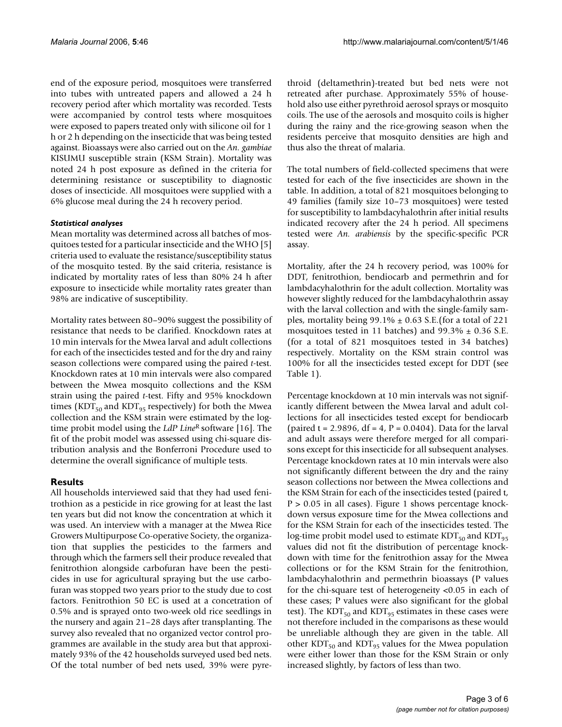end of the exposure period, mosquitoes were transferred into tubes with untreated papers and allowed a 24 h recovery period after which mortality was recorded. Tests were accompanied by control tests where mosquitoes were exposed to papers treated only with silicone oil for 1 h or 2 h depending on the insecticide that was being tested against. Bioassays were also carried out on the *An. gambiae* KISUMU susceptible strain (KSM Strain). Mortality was noted 24 h post exposure as defined in the criteria for determining resistance or susceptibility to diagnostic doses of insecticide. All mosquitoes were supplied with a 6% glucose meal during the 24 h recovery period.

#### *Statistical analyses*

Mean mortality was determined across all batches of mosquitoes tested for a particular insecticide and the WHO [5] criteria used to evaluate the resistance/susceptibility status of the mosquito tested. By the said criteria, resistance is indicated by mortality rates of less than 80% 24 h after exposure to insecticide while mortality rates greater than 98% are indicative of susceptibility.

Mortality rates between 80–90% suggest the possibility of resistance that needs to be clarified. Knockdown rates at 10 min intervals for the Mwea larval and adult collections for each of the insecticides tested and for the dry and rainy season collections were compared using the paired *t*-test. Knockdown rates at 10 min intervals were also compared between the Mwea mosquito collections and the KSM strain using the paired *t*-test. Fifty and 95% knockdown times ($KDT_{50}$ and $KDT_{95}$ respectively) for both the Mwea collection and the KSM strain were estimated by the log-time probit model using the *LdP Line*[R] software [16]. The fit of the probit model was assessed using chi-square distribution analysis and the Bonferroni Procedure used to determine the overall significance of multiple tests.

## Results

All households interviewed said that they had used fenitrothion as a pesticide in rice growing for at least the last ten years but did not know the concentration at which it was used. An interview with a manager at the Mwea Rice Growers Multipurpose Co-operative Society, the organization that supplies the pesticides to the farmers and through which the farmers sell their produce revealed that fenitrothion alongside carbofuran have been the pesticides in use for agricultural spraying but the use carbofuran was stopped two years prior to the study due to cost factors. Fenitrothion 50 EC is used at a concetration of 0.5% and is sprayed onto two-week old rice seedlings in the nursery and again 21–28 days after transplanting. The survey also revealed that no organized vector control programmes are available in the study area but that approximately 93% of the 42 households surveyed used bed nets. Of the total number of bed nets used, 39% were pyrethroid (deltamethrin)-treated but bed nets were not retreated after purchase. Approximately 55% of household also use either pyrethroid aerosol sprays or mosquito coils. The use of the aerosols and mosquito coils is higher during the rainy and the rice-growing season when the residents perceive that mosquito densities are high and thus also the threat of malaria.

The total numbers of field-collected specimens that were tested for each of the five insecticides are shown in the table. In addition, a total of 821 mosquitoes belonging to 49 families (family size 10–73 mosquitoes) were tested for susceptibility to lambdacyhalothrin after initial results indicated recovery after the 24 h period. All specimens tested were *An. arabiensis* by the specific-specific PCR assay.

Mortality, after the 24 h recovery period, was 100% for DDT, fenitrothion, bendiocarb and permethrin and for lambdacyhalothrin for the adult collection. Mortality was however slightly reduced for the lambdacyhalothrin assay with the larval collection and with the single-family samples, mortality being 99.1% ± 0.63 S.E.(for a total of 221 mosquitoes tested in 11 batches) and 99.3% ± 0.36 S.E. (for a total of 821 mosquitoes tested in 34 batches) respectively. Mortality on the KSM strain control was 100% for all the insecticides tested except for DDT (see Table 1).

Percentage knockdown at 10 min intervals was not significantly different between the Mwea larval and adult collections for all insecticides tested except for bendiocarb (paired t = 2.9896, df = 4, P = 0.0404). Data for the larval and adult assays were therefore merged for all comparisons except for this insecticide for all subsequent analyses. Percentage knockdown rates at 10 min intervals were also not significantly different between the dry and the rainy season collections nor between the Mwea collections and the KSM Strain for each of the insecticides tested (paired t, P > 0.05 in all cases). Figure 1 shows percentage knockdown versus exposure time for the Mwea collections and for the KSM Strain for each of the insecticides tested. The log-time probit model used to estimate $KDT_{50}$ and $KDT_{95}$ values did not fit the distribution of percentage knockdown with time for the fenitrothion assay for the Mwea collections or for the KSM Strain for the fenitrothion, lambdacyhalothrin and permethrin bioassays (P values for the chi-square test of heterogeneity <0.05 in each of these cases; P values were also significant for the global test). The $KDT_{50}$ and $KDT_{95}$ estimates in these cases were not therefore included in the comparisons as these would be unreliable although they are given in the table. All other $KDT_{50}$ and $KDT_{95}$ values for the Mwea population were either lower than those for the KSM Strain or only increased slightly, by factors of less than two.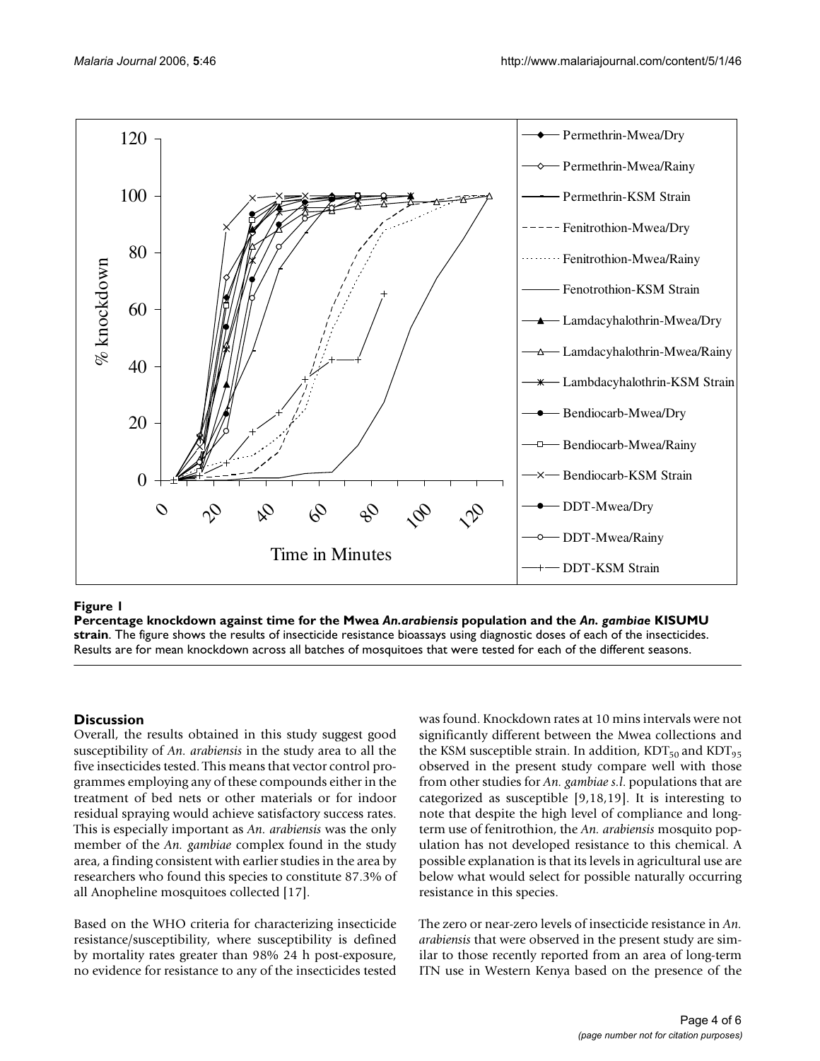**Figure 1**

**Percentage knockdown against time for the Mwea *An.arabiensis* population and the *An. gambiae* KISUMU strain**. The figure shows the results of insecticide resistance bioassays using diagnostic doses of each of the insecticides. Results are for mean knockdown across all batches of mosquitoes that were tested for each of the different seasons.

## Discussion

Overall, the results obtained in this study suggest good susceptibility of *An. arabiensis* in the study area to all the five insecticides tested. This means that vector control programmes employing any of these compounds either in the treatment of bed nets or other materials or for indoor residual spraying would achieve satisfactory success rates. This is especially important as *An. arabiensis* was the only member of the *An. gambiae* complex found in the study area, a finding consistent with earlier studies in the area by researchers who found this species to constitute 87.3% of all Anopheline mosquitoes collected [17].

Based on the WHO criteria for characterizing insecticide resistance/susceptibility, where susceptibility is defined by mortality rates greater than 98% 24 h post-exposure, no evidence for resistance to any of the insecticides tested was found. Knockdown rates at 10 mins intervals were not significantly different between the Mwea collections and the KSM susceptible strain. In addition, $KDT_{50}$ and $KDT_{95}$ observed in the present study compare well with those from other studies for *An. gambiae s.l.* populations that are categorized as susceptible [9,18,19]. It is interesting to note that despite the high level of compliance and long-term use of fenitrothion, the *An. arabiensis* mosquito population has not developed resistance to this chemical. A possible explanation is that its levels in agricultural use are below what would select for possible naturally occurring resistance in this species.

The zero or near-zero levels of insecticide resistance in *An. arabiensis* that were observed in the present study are similar to those recently reported from an area of long-term ITN use in Western Kenya based on the presence of the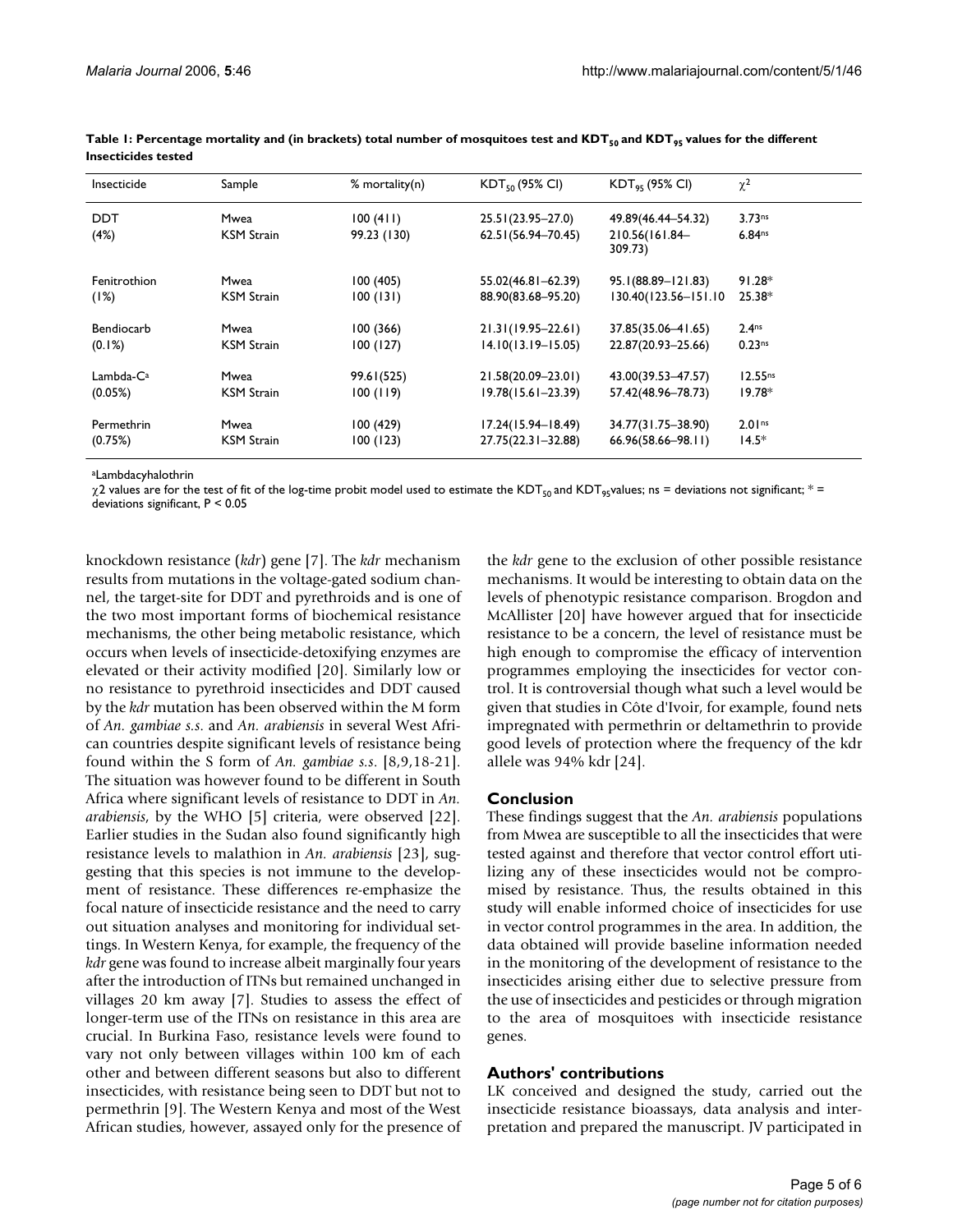**Table 1: Percentage mortality and (in brackets) total number of mosquitoes test and $KDT_{50}$ and $KDT_{95}$ values for the different Insecticides tested**

| Insecticide | Sample | % mortality(n) | $KDT_{50}$ (95% CI) | $KDT_{95}$ (95% CI) | $\chi^2$ |
|---|---|---|---|---|---|
| DDT | Mwea | 100 (411) | 25.51(23.95–27.0) | 49.89(46.44–54.32) | 3.73[ns] |
| (4%) | KSM Strain | 99.23 (130) | 62.51(56.94–70.45) | 210.56(161.84–309.73) | 6.84[ns] |
| Fenitrothion | Mwea | 100 (405) | 55.02(46.81–62.39) | 95.1(88.89–121.83) | 91.28* |
| (1%) | KSM Strain | 100 (131) | 88.90(83.68–95.20) | 130.40(123.56–151.10 | 25.38* |
| Bendiocarb | Mwea | 100 (366) | 21.31(19.95–22.61) | 37.85(35.06–41.65) | 2.4[ns] |
| (0.1%) | KSM Strain | 100 (127) | 14.10(13.19–15.05) | 22.87(20.93–25.66) | 0.23[ns] |
| Lambda-C[a] | Mwea | 99.61(525) | 21.58(20.09–23.01) | 43.00(39.53–47.57) | 12.55[ns] |
| (0.05%) | KSM Strain | 100 (119) | 19.78(15.61–23.39) | 57.42(48.96–78.73) | 19.78* |
| Permethrin | Mwea | 100 (429) | 17.24(15.94–18.49) | 34.77(31.75–38.90) | 2.01[ns] |
| (0.75%) | KSM Strain | 100 (123) | 27.75(22.31–32.88) | 66.96(58.66–98.11) | 14.5* |

[a]Lambdacyhalothrin

$\chi 2$ values are for the test of fit of the log-time probit model used to estimate the $KDT_{50}$ and $KDT_{95}$values; ns = deviations not significant; * = deviations significant, $P < 0.05$

knockdown resistance (*kdr*) gene [7]. The *kdr* mechanism results from mutations in the voltage-gated sodium channel, the target-site for DDT and pyrethroids and is one of the two most important forms of biochemical resistance mechanisms, the other being metabolic resistance, which occurs when levels of insecticide-detoxifying enzymes are elevated or their activity modified [20]. Similarly low or no resistance to pyrethroid insecticides and DDT caused by the *kdr* mutation has been observed within the M form of *An. gambiae s.s.* and *An. arabiensis* in several West African countries despite significant levels of resistance being found within the S form of *An. gambiae s.s.* [8,9,18-21]. The situation was however found to be different in South Africa where significant levels of resistance to DDT in *An. arabiensis*, by the WHO [5] criteria, were observed [22]. Earlier studies in the Sudan also found significantly high resistance levels to malathion in *An. arabiensis* [23], suggesting that this species is not immune to the development of resistance. These differences re-emphasize the focal nature of insecticide resistance and the need to carry out situation analyses and monitoring for individual settings. In Western Kenya, for example, the frequency of the *kdr* gene was found to increase albeit marginally four years after the introduction of ITNs but remained unchanged in villages 20 km away [7]. Studies to assess the effect of longer-term use of the ITNs on resistance in this area are crucial. In Burkina Faso, resistance levels were found to vary not only between villages within 100 km of each other and between different seasons but also to different insecticides, with resistance being seen to DDT but not to permethrin [9]. The Western Kenya and most of the West African studies, however, assayed only for the presence of the *kdr* gene to the exclusion of other possible resistance mechanisms. It would be interesting to obtain data on the levels of phenotypic resistance comparison. Brogdon and McAllister [20] have however argued that for insecticide resistance to be a concern, the level of resistance must be high enough to compromise the efficacy of intervention programmes employing the insecticides for vector control. It is controversial though what such a level would be given that studies in Côte d'Ivoir, for example, found nets impregnated with permethrin or deltamethrin to provide good levels of protection where the frequency of the kdr allele was 94% kdr [24].

## Conclusion

These findings suggest that the *An. arabiensis* populations from Mwea are susceptible to all the insecticides that were tested against and therefore that vector control effort utilizing any of these insecticides would not be compromised by resistance. Thus, the results obtained in this study will enable informed choice of insecticides for use in vector control programmes in the area. In addition, the data obtained will provide baseline information needed in the monitoring of the development of resistance to the insecticides arising either due to selective pressure from the use of insecticides and pesticides or through migration to the area of mosquitoes with insecticide resistance genes.

## Authors' contributions

LK conceived and designed the study, carried out the insecticide resistance bioassays, data analysis and interpretation and prepared the manuscript. JV participated in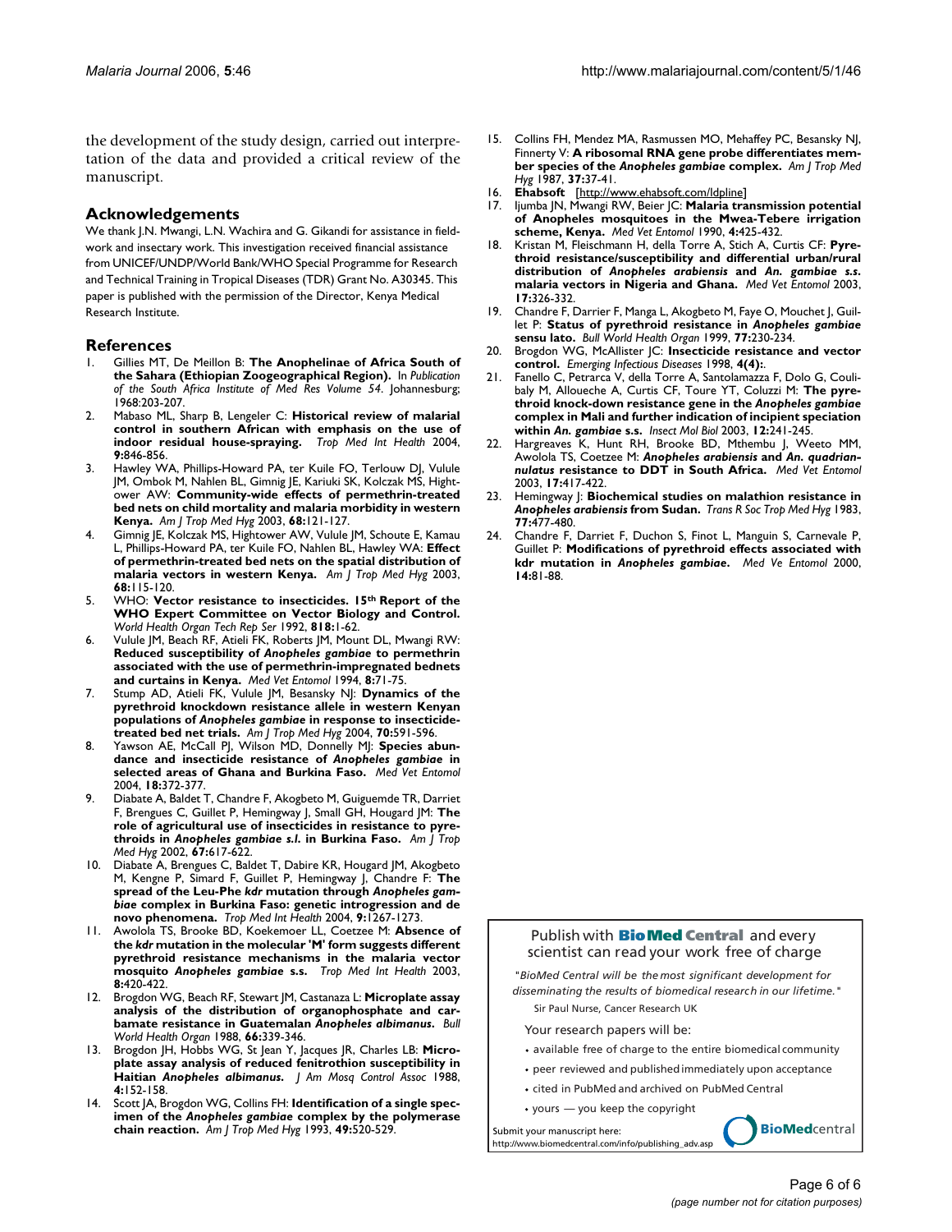the development of the study design, carried out interpretation of the data and provided a critical review of the manuscript.

## Acknowledgements

We thank J.N. Mwangi, L.N. Wachira and G. Gikandi for assistance in fieldwork and insectary work. This investigation received financial assistance from UNICEF/UNDP/World Bank/WHO Special Programme for Research and Technical Training in Tropical Diseases (TDR) Grant No. A30345. This paper is published with the permission of the Director, Kenya Medical Research Institute.

## References

1. Gillies MT, De Meillon B: **The Anophelinae of Africa South of the Sahara (Ethiopian Zoogeographical Region).** In *Publication of the South Africa Institute of Med Res Volume 54*. Johannesburg; 1968:203-207.
2. Mabaso ML, Sharp B, Lengeler C: **Historical review of malarial control in southern African with emphasis on the use of indoor residual house-spraying.** *Trop Med Int Health* 2004, **9:**846-856.
3. Hawley WA, Phillips-Howard PA, ter Kuile FO, Terlouw DJ, Vulule JM, Ombok M, Nahlen BL, Gimnig JE, Kariuki SK, Kolczak MS, Hightower AW: **Community-wide effects of permethrin-treated bed nets on child mortality and malaria morbidity in western Kenya.** *Am J Trop Med Hyg* 2003, **68:**121-127.
4. Gimnig JE, Kolczak MS, Hightower AW, Vulule JM, Schoute E, Kamau L, Phillips-Howard PA, ter Kuile FO, Nahlen BL, Hawley WA: **Effect of permethrin-treated bed nets on the spatial distribution of malaria vectors in western Kenya.** *Am J Trop Med Hyg* 2003, **68:**115-120.
5. WHO: **Vector resistance to insecticides. 15th Report of the WHO Expert Committee on Vector Biology and Control.** *World Health Organ Tech Rep Ser* 1992, **818:**1-62.
6. Vulule JM, Beach RF, Atieli FK, Roberts JM, Mount DL, Mwangi RW: **Reduced susceptibility of *Anopheles gambiae* to permethrin associated with the use of permethrin-impregnated bednets and curtains in Kenya.** *Med Vet Entomol* 1994, **8:**71-75.
7. Stump AD, Atieli FK, Vulule JM, Besansky NJ: **Dynamics of the pyrethroid knockdown resistance allele in western Kenyan populations of *Anopheles gambiae* in response to insecticide-treated bed net trials.** *Am J Trop Med Hyg* 2004, **70:**591-596.
8. Yawson AE, McCall PJ, Wilson MD, Donnelly MJ: **Species abundance and insecticide resistance of *Anopheles gambiae* in selected areas of Ghana and Burkina Faso.** *Med Vet Entomol* 2004, **18:**372-377.
9. Diabate A, Baldet T, Chandre F, Akogbeto M, Guiguemde TR, Darriet F, Brengues C, Guillet P, Hemingway J, Small GH, Hougard JM: **The role of agricultural use of insecticides in resistance to pyrethroids in *Anopheles gambiae s.l.* in Burkina Faso.** *Am J Trop Med Hyg* 2002, **67:**617-622.
10. Diabate A, Brengues C, Baldet T, Dabire KR, Hougard JM, Akogbeto M, Kengne P, Simard F, Guillet P, Hemingway J, Chandre F: **The spread of the Leu-Phe *kdr* mutation through *Anopheles gambiae* complex in Burkina Faso: genetic introgression and de novo phenomena.** *Trop Med Int Health* 2004, **9:**1267-1273.
11. Awolola TS, Brooke BD, Koekemoer LL, Coetzee M: **Absence of the *kdr* mutation in the molecular 'M' form suggests different pyrethroid resistance mechanisms in the malaria vector mosquito *Anopheles gambiae* s.s.** *Trop Med Int Health* 2003, **8:**420-422.
12. Brogdon WG, Beach RF, Stewart JM, Castanaza L: **Microplate assay analysis of the distribution of organophosphate and carbamate resistance in Guatemalan *Anopheles albimanus*.** *Bull World Health Organ* 1988, **66:**339-346.
13. Brogdon JH, Hobbs WG, St Jean Y, Jacques JR, Charles LB: **Microplate assay analysis of reduced fenitrothion susceptibility in Haitian *Anopheles albimanus*.** *J Am Mosq Control Assoc* 1988, **4:**152-158.
14. Scott JA, Brogdon WG, Collins FH: **Identification of a single specimen of the *Anopheles gambiae* complex by the polymerase chain reaction.** *Am J Trop Med Hyg* 1993, **49:**520-529.
15. Collins FH, Mendez MA, Rasmussen MO, Mehaffey PC, Besansky NJ, Finnerty V: **A ribosomal RNA gene probe differentiates member species of the *Anopheles gambiae* complex.** *Am J Trop Med Hyg* 1987, **37:**37-41.
16. **Ehabsoft** [http://www.ehabsoft.com/ldpline]
17. Ijumba JN, Mwangi RW, Beier JC: **Malaria transmission potential of Anopheles mosquitoes in the Mwea-Tebere irrigation scheme, Kenya.** *Med Vet Entomol* 1990, **4:**425-432.
18. Kristan M, Fleischmann H, della Torre A, Stich A, Curtis CF: **Pyrethroid resistance/susceptibility and differential urban/rural distribution of *Anopheles arabiensis* and *An. gambiae s.s.* malaria vectors in Nigeria and Ghana.** *Med Vet Entomol* 2003, **17:**326-332.
19. Chandre F, Darrier F, Manga L, Akogbeto M, Faye O, Mouchet J, Guillet P: **Status of pyrethroid resistance in *Anopheles gambiae* sensu lato.** *Bull World Health Organ* 1999, **77:**230-234.
20. Brogdon WG, McAllister JC: **Insecticide resistance and vector control.** *Emerging Infectious Diseases* 1998, **4(4):**.
21. Fanello C, Petrarca V, della Torre A, Santolamazza F, Dolo G, Coulibaly M, Alloueche A, Curtis CF, Toure YT, Coluzzi M: **The pyrethroid knock-down resistance gene in the *Anopheles gambiae* complex in Mali and further indication of incipient speciation within *An. gambiae* s.s.** *Insect Mol Biol* 2003, **12:**241-245.
22. Hargreaves K, Hunt RH, Brooke BD, Mthembu J, Weeto MM, Awolola TS, Coetzee M: ***Anopheles arabiensis* and *An. quadriannulatus* resistance to DDT in South Africa.** *Med Vet Entomol* 2003, **17:**417-422.
23. Hemingway J: **Biochemical studies on malathion resistance in *Anopheles arabiensis* from Sudan.** *Trans R Soc Trop Med Hyg* 1983, **77:**477-480.
24. Chandre F, Darriet F, Duchon S, Finot L, Manguin S, Carnevale P, Guillet P: **Modifications of pyrethroid effects associated with kdr mutation in *Anopheles gambiae*.** *Med Ve Entomol* 2000, **14:**81-88.

Publish with **BioMed Central** and every scientist can read your work free of charge

*"BioMed Central will be the most significant development for disseminating the results of biomedical research in our lifetime."*
Sir Paul Nurse, Cancer Research UK

Your research papers will be:

- available free of charge to the entire biomedical community
- peer reviewed and published immediately upon acceptance
- cited in PubMed and archived on PubMed Central
- yours — you keep the copyright

Submit your manuscript here:
http://www.biomedcentral.com/info/publishing_adv.asp

BioMedcentral